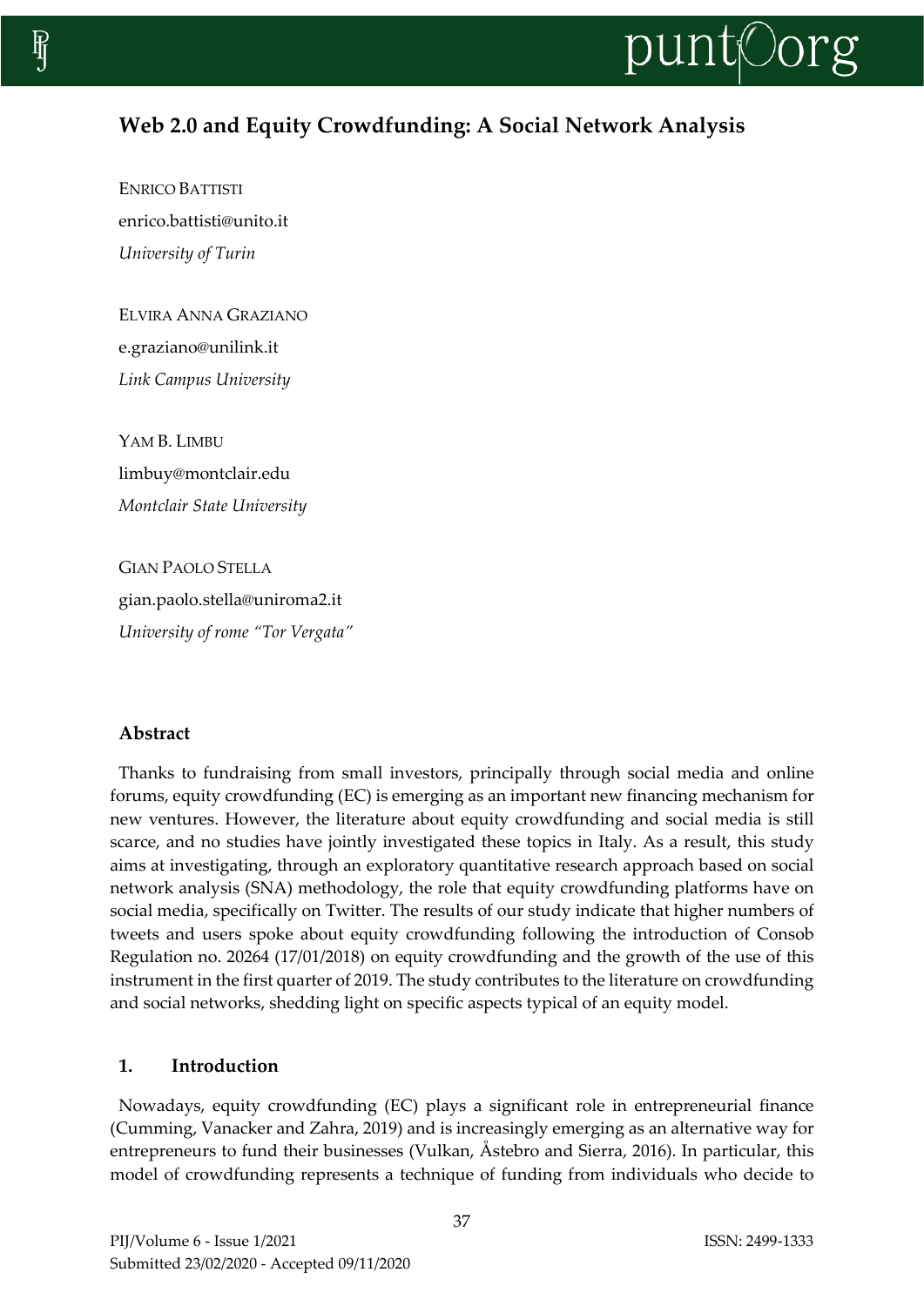# Web 2.0 and Equity Crowdfunding: A Social Network Analysis

ENRICO BATTISTI
enrico.battisti@unito.it
*University of Turin*

ELVIRA ANNA GRAZIANO
e.graziano@unilink.it
*Link Campus University*

YAM B. LIMBU
limbuy@montclair.edu
*Montclair State University*

GIAN PAOLO STELLA
gian.paolo.stella@uniroma2.it
*University of rome "Tor Vergata"*

## Abstract

Thanks to fundraising from small investors, principally through social media and online forums, equity crowdfunding (EC) is emerging as an important new financing mechanism for new ventures. However, the literature about equity crowdfunding and social media is still scarce, and no studies have jointly investigated these topics in Italy. As a result, this study aims at investigating, through an exploratory quantitative research approach based on social network analysis (SNA) methodology, the role that equity crowdfunding platforms have on social media, specifically on Twitter. The results of our study indicate that higher numbers of tweets and users spoke about equity crowdfunding following the introduction of Consob Regulation no. 20264 (17/01/2018) on equity crowdfunding and the growth of the use of this instrument in the first quarter of 2019. The study contributes to the literature on crowdfunding and social networks, shedding light on specific aspects typical of an equity model.

## 1. Introduction

Nowadays, equity crowdfunding (EC) plays a significant role in entrepreneurial finance (Cumming, Vanacker and Zahra, 2019) and is increasingly emerging as an alternative way for entrepreneurs to fund their businesses (Vulkan, Åstebro and Sierra, 2016). In particular, this model of crowdfunding represents a technique of funding from individuals who decide to

Submitted 23/02/2020 - Accepted 09/11/2020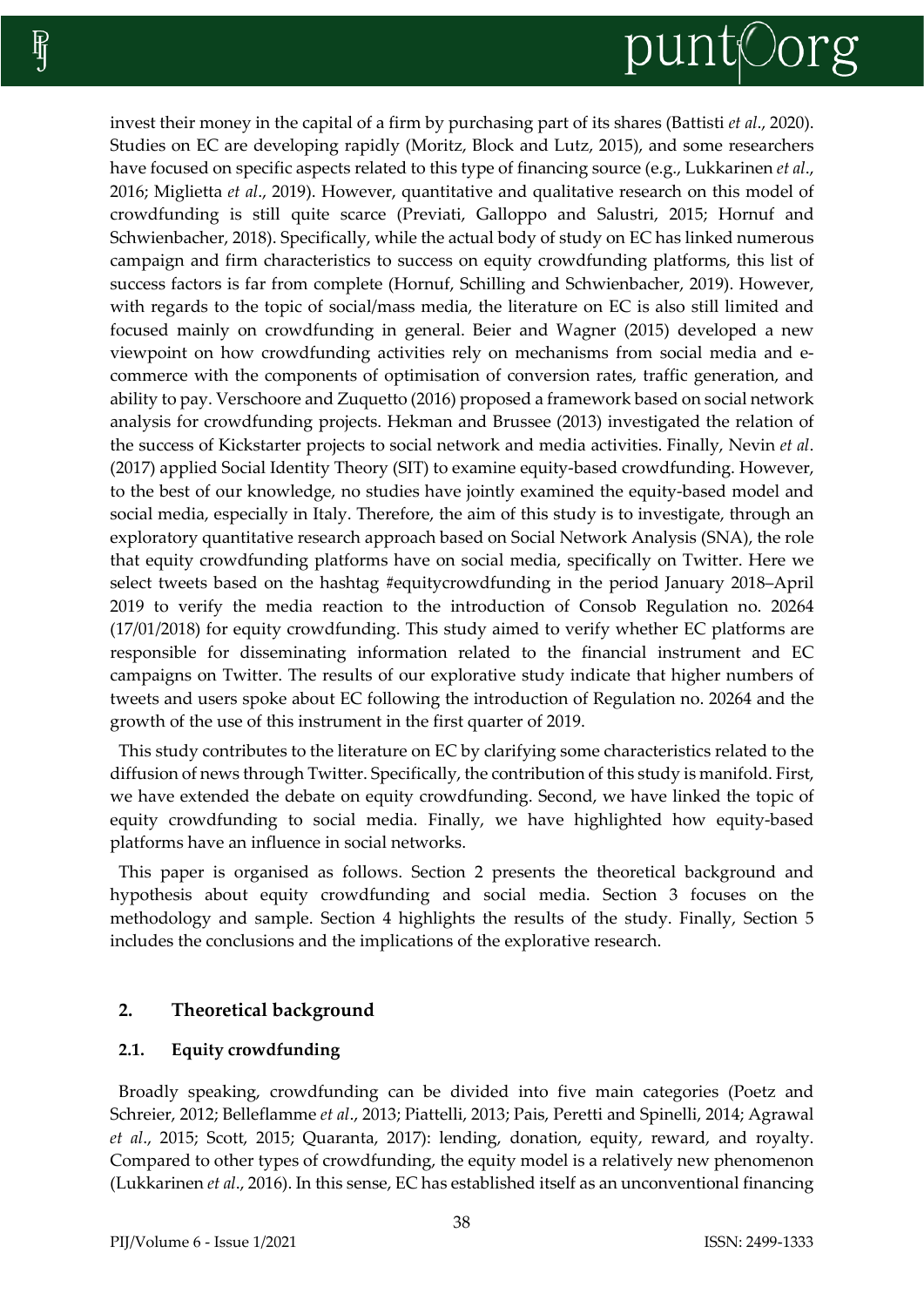invest their money in the capital of a firm by purchasing part of its shares (Battisti *et al*., 2020). Studies on EC are developing rapidly (Moritz, Block and Lutz, 2015), and some researchers have focused on specific aspects related to this type of financing source (e.g., Lukkarinen *et al*., 2016; Miglietta *et al*., 2019). However, quantitative and qualitative research on this model of crowdfunding is still quite scarce (Previati, Galloppo and Salustri, 2015; Hornuf and Schwienbacher, 2018). Specifically, while the actual body of study on EC has linked numerous campaign and firm characteristics to success on equity crowdfunding platforms, this list of success factors is far from complete (Hornuf, Schilling and Schwienbacher, 2019). However, with regards to the topic of social/mass media, the literature on EC is also still limited and focused mainly on crowdfunding in general. Beier and Wagner (2015) developed a new viewpoint on how crowdfunding activities rely on mechanisms from social media and e-commerce with the components of optimisation of conversion rates, traffic generation, and ability to pay. Verschoore and Zuquetto (2016) proposed a framework based on social network analysis for crowdfunding projects. Hekman and Brussee (2013) investigated the relation of the success of Kickstarter projects to social network and media activities. Finally, Nevin *et al*. (2017) applied Social Identity Theory (SIT) to examine equity-based crowdfunding. However, to the best of our knowledge, no studies have jointly examined the equity-based model and social media, especially in Italy. Therefore, the aim of this study is to investigate, through an exploratory quantitative research approach based on Social Network Analysis (SNA), the role that equity crowdfunding platforms have on social media, specifically on Twitter. Here we select tweets based on the hashtag #equitycrowdfunding in the period January 2018–April 2019 to verify the media reaction to the introduction of Consob Regulation no. 20264 (17/01/2018) for equity crowdfunding. This study aimed to verify whether EC platforms are responsible for disseminating information related to the financial instrument and EC campaigns on Twitter. The results of our explorative study indicate that higher numbers of tweets and users spoke about EC following the introduction of Regulation no. 20264 and the growth of the use of this instrument in the first quarter of 2019.

This study contributes to the literature on EC by clarifying some characteristics related to the diffusion of news through Twitter. Specifically, the contribution of this study is manifold. First, we have extended the debate on equity crowdfunding. Second, we have linked the topic of equity crowdfunding to social media. Finally, we have highlighted how equity-based platforms have an influence in social networks.

This paper is organised as follows. Section 2 presents the theoretical background and hypothesis about equity crowdfunding and social media. Section 3 focuses on the methodology and sample. Section 4 highlights the results of the study. Finally, Section 5 includes the conclusions and the implications of the explorative research.

## 2. Theoretical background

### 2.1. Equity crowdfunding

Broadly speaking, crowdfunding can be divided into five main categories (Poetz and Schreier, 2012; Belleflamme *et al*., 2013; Piattelli, 2013; Pais, Peretti and Spinelli, 2014; Agrawal *et al*., 2015; Scott, 2015; Quaranta, 2017): lending, donation, equity, reward, and royalty. Compared to other types of crowdfunding, the equity model is a relatively new phenomenon (Lukkarinen *et al*., 2016). In this sense, EC has established itself as an unconventional financing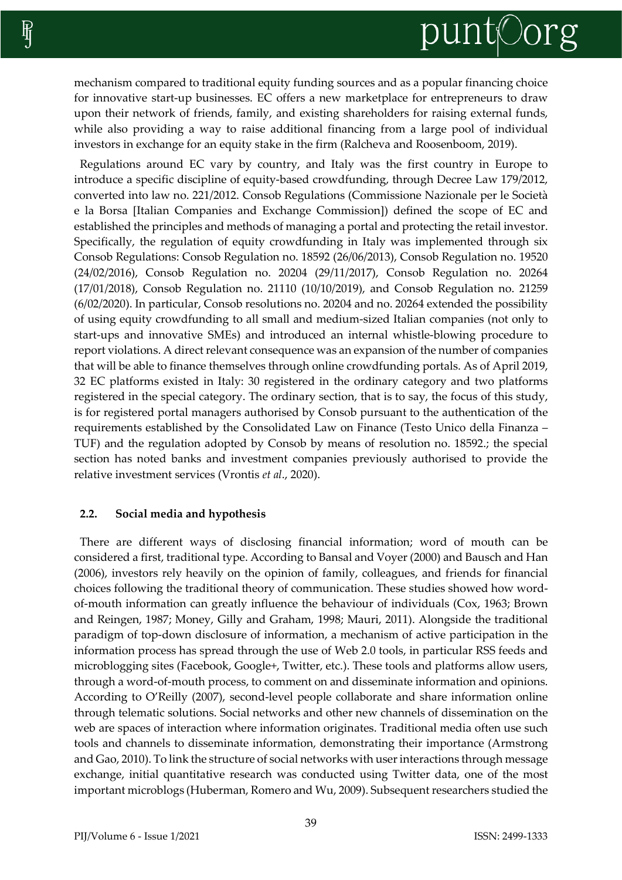mechanism compared to traditional equity funding sources and as a popular financing choice for innovative start-up businesses. EC offers a new marketplace for entrepreneurs to draw upon their network of friends, family, and existing shareholders for raising external funds, while also providing a way to raise additional financing from a large pool of individual investors in exchange for an equity stake in the firm (Ralcheva and Roosenboom, 2019).

Regulations around EC vary by country, and Italy was the first country in Europe to introduce a specific discipline of equity-based crowdfunding, through Decree Law 179/2012, converted into law no. 221/2012. Consob Regulations (Commissione Nazionale per le Società e la Borsa [Italian Companies and Exchange Commission]) defined the scope of EC and established the principles and methods of managing a portal and protecting the retail investor. Specifically, the regulation of equity crowdfunding in Italy was implemented through six Consob Regulations: Consob Regulation no. 18592 (26/06/2013), Consob Regulation no. 19520 (24/02/2016), Consob Regulation no. 20204 (29/11/2017), Consob Regulation no. 20264 (17/01/2018), Consob Regulation no. 21110 (10/10/2019), and Consob Regulation no. 21259 (6/02/2020). In particular, Consob resolutions no. 20204 and no. 20264 extended the possibility of using equity crowdfunding to all small and medium-sized Italian companies (not only to start-ups and innovative SMEs) and introduced an internal whistle-blowing procedure to report violations. A direct relevant consequence was an expansion of the number of companies that will be able to finance themselves through online crowdfunding portals. As of April 2019, 32 EC platforms existed in Italy: 30 registered in the ordinary category and two platforms registered in the special category. The ordinary section, that is to say, the focus of this study, is for registered portal managers authorised by Consob pursuant to the authentication of the requirements established by the Consolidated Law on Finance (Testo Unico della Finanza – TUF) and the regulation adopted by Consob by means of resolution no. 18592.; the special section has noted banks and investment companies previously authorised to provide the relative investment services (Vrontis *et al*., 2020).

## 2.2. Social media and hypothesis

There are different ways of disclosing financial information; word of mouth can be considered a first, traditional type. According to Bansal and Voyer (2000) and Bausch and Han (2006), investors rely heavily on the opinion of family, colleagues, and friends for financial choices following the traditional theory of communication. These studies showed how word-of-mouth information can greatly influence the behaviour of individuals (Cox, 1963; Brown and Reingen, 1987; Money, Gilly and Graham, 1998; Mauri, 2011). Alongside the traditional paradigm of top-down disclosure of information, a mechanism of active participation in the information process has spread through the use of Web 2.0 tools, in particular RSS feeds and microblogging sites (Facebook, Google+, Twitter, etc.). These tools and platforms allow users, through a word-of-mouth process, to comment on and disseminate information and opinions. According to O'Reilly (2007), second-level people collaborate and share information online through telematic solutions. Social networks and other new channels of dissemination on the web are spaces of interaction where information originates. Traditional media often use such tools and channels to disseminate information, demonstrating their importance (Armstrong and Gao, 2010). To link the structure of social networks with user interactions through message exchange, initial quantitative research was conducted using Twitter data, one of the most important microblogs (Huberman, Romero and Wu, 2009). Subsequent researchers studied the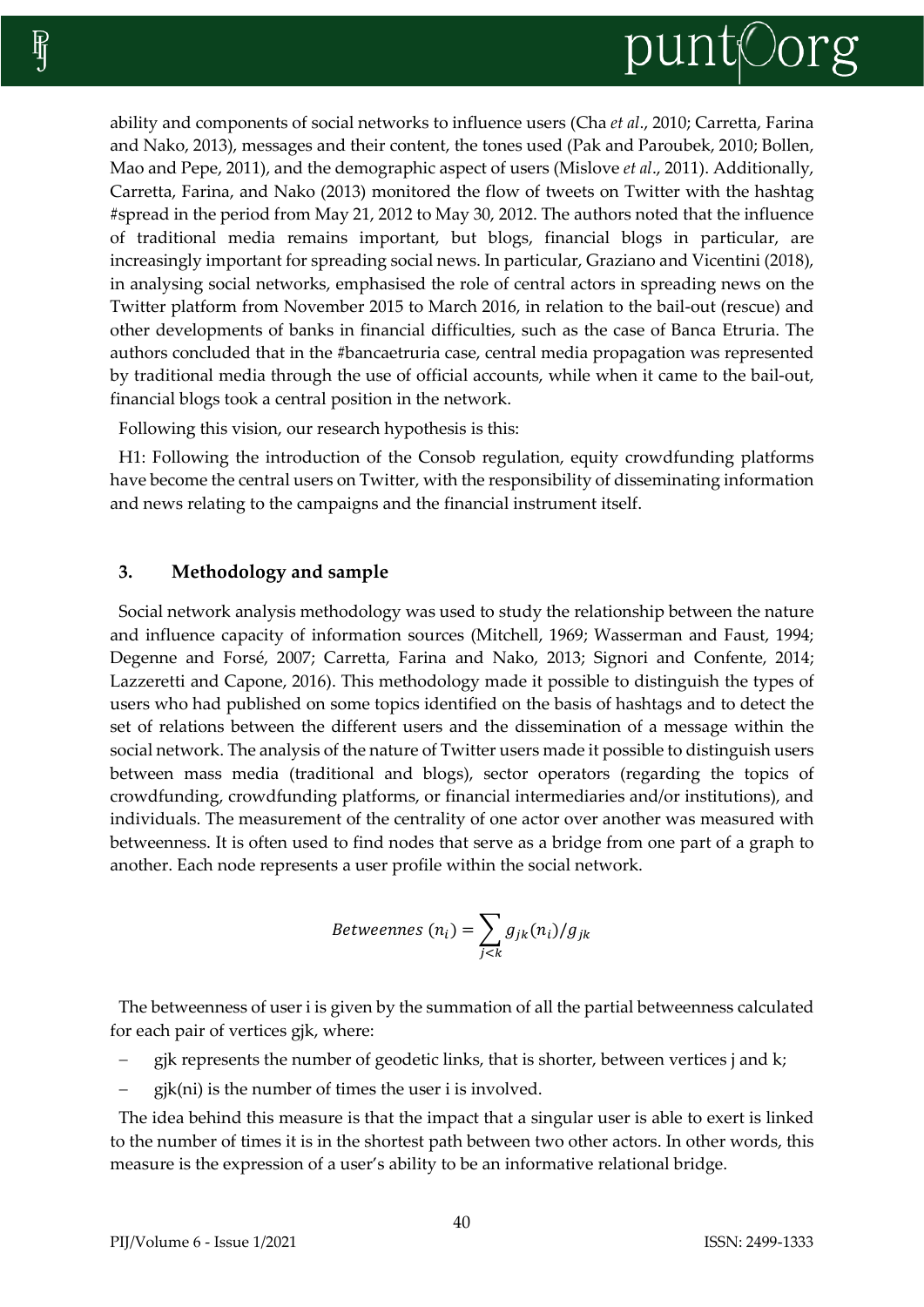ability and components of social networks to influence users (Cha *et al*., 2010; Carretta, Farina and Nako, 2013), messages and their content, the tones used (Pak and Paroubek, 2010; Bollen, Mao and Pepe, 2011), and the demographic aspect of users (Mislove *et al*., 2011). Additionally, Carretta, Farina, and Nako (2013) monitored the flow of tweets on Twitter with the hashtag #spread in the period from May 21, 2012 to May 30, 2012. The authors noted that the influence of traditional media remains important, but blogs, financial blogs in particular, are increasingly important for spreading social news. In particular, Graziano and Vicentini (2018), in analysing social networks, emphasised the role of central actors in spreading news on the Twitter platform from November 2015 to March 2016, in relation to the bail-out (rescue) and other developments of banks in financial difficulties, such as the case of Banca Etruria. The authors concluded that in the #bancaetruria case, central media propagation was represented by traditional media through the use of official accounts, while when it came to the bail-out, financial blogs took a central position in the network.

Following this vision, our research hypothesis is this:

H1: Following the introduction of the Consob regulation, equity crowdfunding platforms have become the central users on Twitter, with the responsibility of disseminating information and news relating to the campaigns and the financial instrument itself.

## 3. Methodology and sample

Social network analysis methodology was used to study the relationship between the nature and influence capacity of information sources (Mitchell, 1969; Wasserman and Faust, 1994; Degenne and Forsé, 2007; Carretta, Farina and Nako, 2013; Signori and Confente, 2014; Lazzeretti and Capone, 2016). This methodology made it possible to distinguish the types of users who had published on some topics identified on the basis of hashtags and to detect the set of relations between the different users and the dissemination of a message within the social network. The analysis of the nature of Twitter users made it possible to distinguish users between mass media (traditional and blogs), sector operators (regarding the topics of crowdfunding, crowdfunding platforms, or financial intermediaries and/or institutions), and individuals. The measurement of the centrality of one actor over another was measured with betweenness. It is often used to find nodes that serve as a bridge from one part of a graph to another. Each node represents a user profile within the social network.

$$Betweennes\ (n_i) = \sum_{j<k} g_{jk}(n_i)/g_{jk}$$

The betweenness of user i is given by the summation of all the partial betweenness calculated for each pair of vertices gjk, where:

- gjk represents the number of geodetic links, that is shorter, between vertices j and k;
- gjk(ni) is the number of times the user i is involved.

The idea behind this measure is that the impact that a singular user is able to exert is linked to the number of times it is in the shortest path between two other actors. In other words, this measure is the expression of a user's ability to be an informative relational bridge.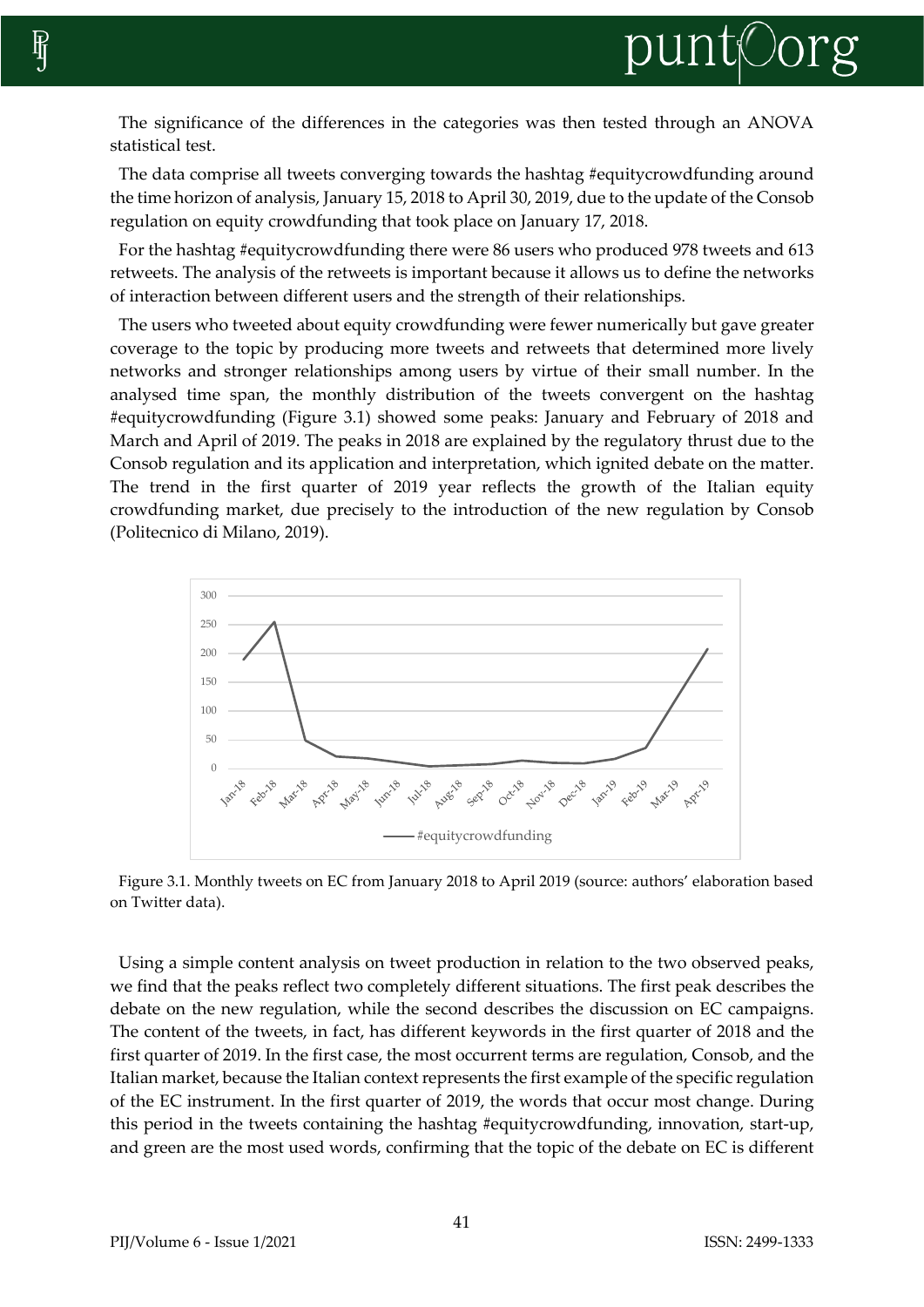The significance of the differences in the categories was then tested through an ANOVA statistical test.

The data comprise all tweets converging towards the hashtag #equitycrowdfunding around the time horizon of analysis, January 15, 2018 to April 30, 2019, due to the update of the Consob regulation on equity crowdfunding that took place on January 17, 2018.

For the hashtag #equitycrowdfunding there were 86 users who produced 978 tweets and 613 retweets. The analysis of the retweets is important because it allows us to define the networks of interaction between different users and the strength of their relationships.

The users who tweeted about equity crowdfunding were fewer numerically but gave greater coverage to the topic by producing more tweets and retweets that determined more lively networks and stronger relationships among users by virtue of their small number. In the analysed time span, the monthly distribution of the tweets convergent on the hashtag #equitycrowdfunding (Figure 3.1) showed some peaks: January and February of 2018 and March and April of 2019. The peaks in 2018 are explained by the regulatory thrust due to the Consob regulation and its application and interpretation, which ignited debate on the matter. The trend in the first quarter of 2019 year reflects the growth of the Italian equity crowdfunding market, due precisely to the introduction of the new regulation by Consob (Politecnico di Milano, 2019).

Figure 3.1. Monthly tweets on EC from January 2018 to April 2019 (source: authors' elaboration based on Twitter data).

Using a simple content analysis on tweet production in relation to the two observed peaks, we find that the peaks reflect two completely different situations. The first peak describes the debate on the new regulation, while the second describes the discussion on EC campaigns. The content of the tweets, in fact, has different keywords in the first quarter of 2018 and the first quarter of 2019. In the first case, the most occurrent terms are regulation, Consob, and the Italian market, because the Italian context represents the first example of the specific regulation of the EC instrument. In the first quarter of 2019, the words that occur most change. During this period in the tweets containing the hashtag #equitycrowdfunding, innovation, start-up, and green are the most used words, confirming that the topic of the debate on EC is different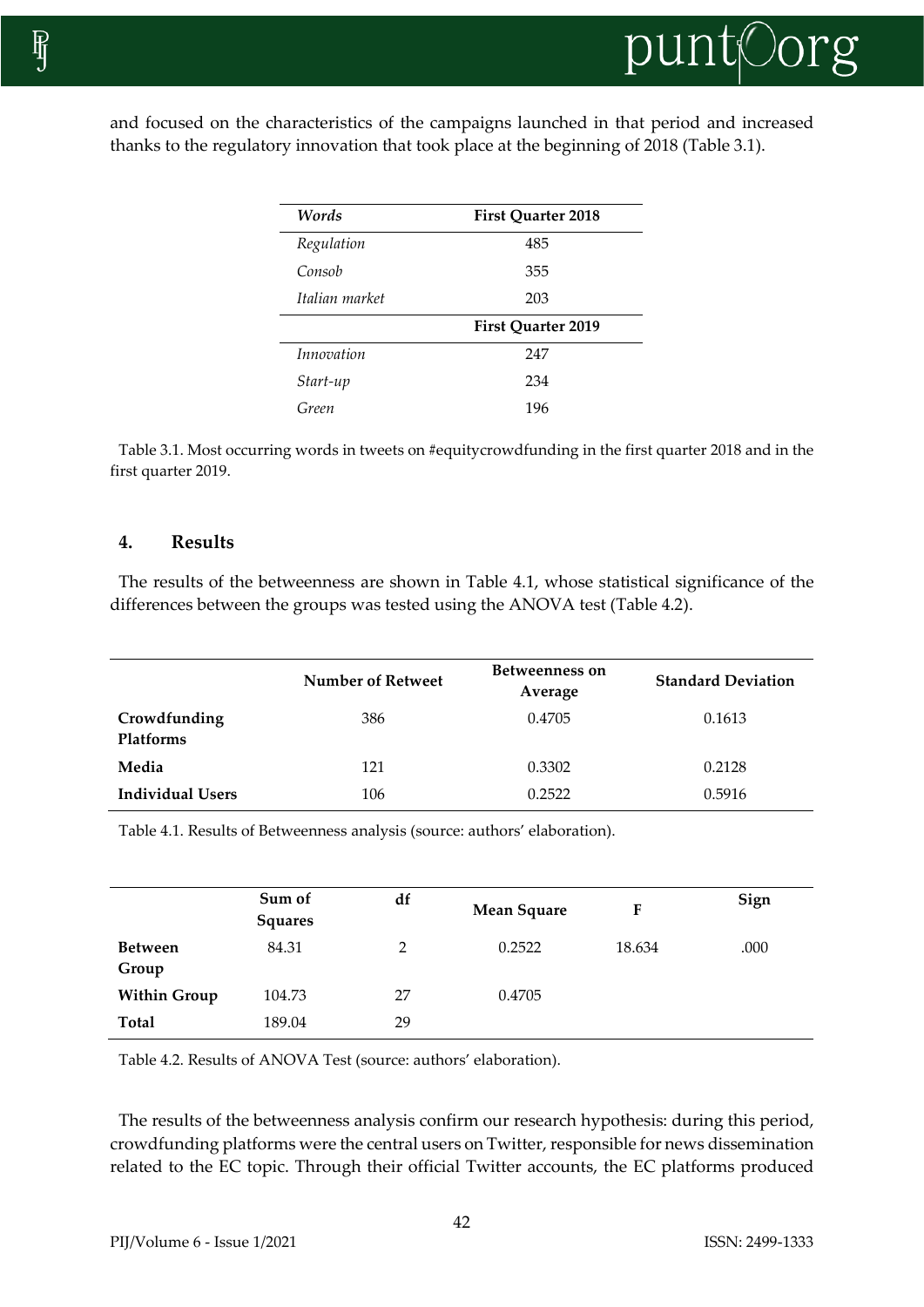and focused on the characteristics of the campaigns launched in that period and increased thanks to the regulatory innovation that took place at the beginning of 2018 (Table 3.1).

| *Words* | First Quarter 2018 |
|---|---|
| *Regulation* | 485 |
| *Consob* | 355 |
| *Italian market* | 203 |
| | **First Quarter 2019** |
| *Innovation* | 247 |
| *Start-up* | 234 |
| *Green* | 196 |

Table 3.1. Most occurring words in tweets on #equitycrowdfunding in the first quarter 2018 and in the first quarter 2019.

## 4. Results

The results of the betweenness are shown in Table 4.1, whose statistical significance of the differences between the groups was tested using the ANOVA test (Table 4.2).

| | Number of Retweet | Betweenness on Average | Standard Deviation |
|---|---|---|---|
| **Crowdfunding Platforms** | 386 | 0.4705 | 0.1613 |
| **Media** | 121 | 0.3302 | 0.2128 |
| **Individual Users** | 106 | 0.2522 | 0.5916 |

Table 4.1. Results of Betweenness analysis (source: authors' elaboration).

| | Sum of Squares | df | Mean Square | F | Sign |
|---|---|---|---|---|---|
| **Between Group** | 84.31 | 2 | 0.2522 | 18.634 | .000 |
| **Within Group** | 104.73 | 27 | 0.4705 | | |
| **Total** | 189.04 | 29 | | | |

Table 4.2. Results of ANOVA Test (source: authors' elaboration).

The results of the betweenness analysis confirm our research hypothesis: during this period, crowdfunding platforms were the central users on Twitter, responsible for news dissemination related to the EC topic. Through their official Twitter accounts, the EC platforms produced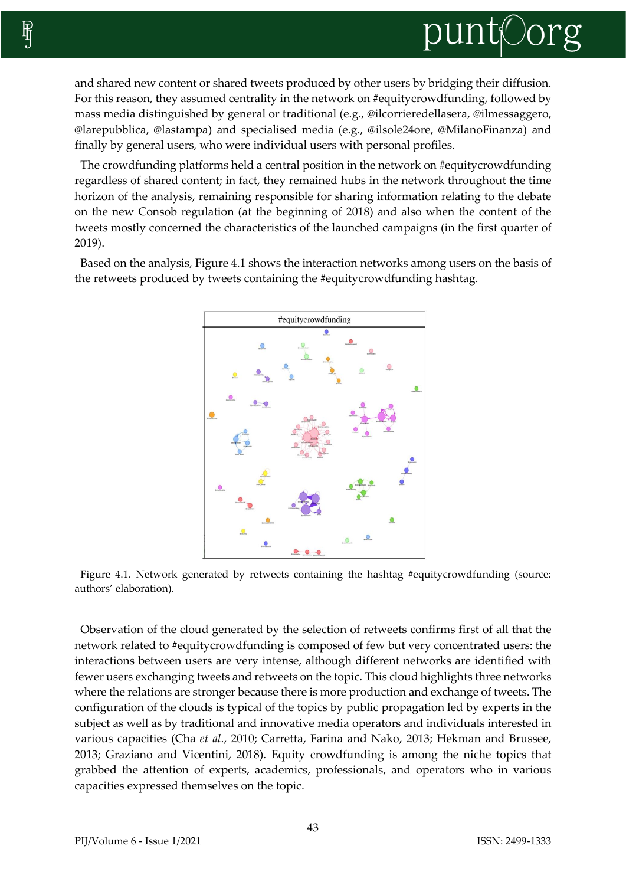and shared new content or shared tweets produced by other users by bridging their diffusion. For this reason, they assumed centrality in the network on #equitycrowdfunding, followed by mass media distinguished by general or traditional (e.g., @ilcorrieredellasera, @ilmessaggero, @larepubblica, @lastampa) and specialised media (e.g., @ilsole24ore, @MilanoFinanza) and finally by general users, who were individual users with personal profiles.

The crowdfunding platforms held a central position in the network on #equitycrowdfunding regardless of shared content; in fact, they remained hubs in the network throughout the time horizon of the analysis, remaining responsible for sharing information relating to the debate on the new Consob regulation (at the beginning of 2018) and also when the content of the tweets mostly concerned the characteristics of the launched campaigns (in the first quarter of 2019).

Based on the analysis, Figure 4.1 shows the interaction networks among users on the basis of the retweets produced by tweets containing the #equitycrowdfunding hashtag.

Figure 4.1. Network generated by retweets containing the hashtag #equitycrowdfunding (source: authors' elaboration).

Observation of the cloud generated by the selection of retweets confirms first of all that the network related to #equitycrowdfunding is composed of few but very concentrated users: the interactions between users are very intense, although different networks are identified with fewer users exchanging tweets and retweets on the topic. This cloud highlights three networks where the relations are stronger because there is more production and exchange of tweets. The configuration of the clouds is typical of the topics by public propagation led by experts in the subject as well as by traditional and innovative media operators and individuals interested in various capacities (Cha *et al*., 2010; Carretta, Farina and Nako, 2013; Hekman and Brussee, 2013; Graziano and Vicentini, 2018). Equity crowdfunding is among the niche topics that grabbed the attention of experts, academics, professionals, and operators who in various capacities expressed themselves on the topic.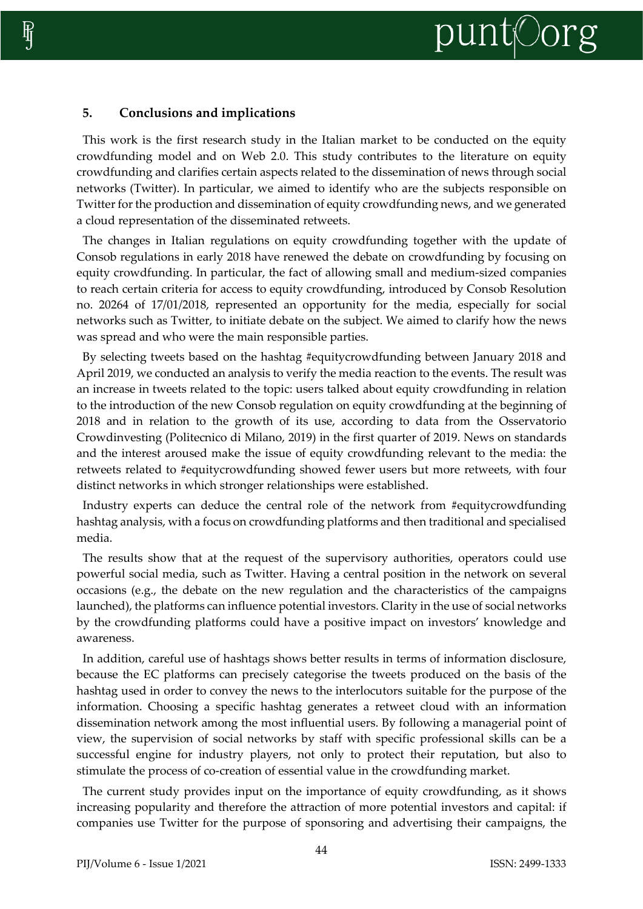## 5. Conclusions and implications

This work is the first research study in the Italian market to be conducted on the equity crowdfunding model and on Web 2.0. This study contributes to the literature on equity crowdfunding and clarifies certain aspects related to the dissemination of news through social networks (Twitter). In particular, we aimed to identify who are the subjects responsible on Twitter for the production and dissemination of equity crowdfunding news, and we generated a cloud representation of the disseminated retweets.

The changes in Italian regulations on equity crowdfunding together with the update of Consob regulations in early 2018 have renewed the debate on crowdfunding by focusing on equity crowdfunding. In particular, the fact of allowing small and medium-sized companies to reach certain criteria for access to equity crowdfunding, introduced by Consob Resolution no. 20264 of 17/01/2018, represented an opportunity for the media, especially for social networks such as Twitter, to initiate debate on the subject. We aimed to clarify how the news was spread and who were the main responsible parties.

By selecting tweets based on the hashtag #equitycrowdfunding between January 2018 and April 2019, we conducted an analysis to verify the media reaction to the events. The result was an increase in tweets related to the topic: users talked about equity crowdfunding in relation to the introduction of the new Consob regulation on equity crowdfunding at the beginning of 2018 and in relation to the growth of its use, according to data from the Osservatorio Crowdinvesting (Politecnico di Milano, 2019) in the first quarter of 2019. News on standards and the interest aroused make the issue of equity crowdfunding relevant to the media: the retweets related to #equitycrowdfunding showed fewer users but more retweets, with four distinct networks in which stronger relationships were established.

Industry experts can deduce the central role of the network from #equitycrowdfunding hashtag analysis, with a focus on crowdfunding platforms and then traditional and specialised media.

The results show that at the request of the supervisory authorities, operators could use powerful social media, such as Twitter. Having a central position in the network on several occasions (e.g., the debate on the new regulation and the characteristics of the campaigns launched), the platforms can influence potential investors. Clarity in the use of social networks by the crowdfunding platforms could have a positive impact on investors' knowledge and awareness.

In addition, careful use of hashtags shows better results in terms of information disclosure, because the EC platforms can precisely categorise the tweets produced on the basis of the hashtag used in order to convey the news to the interlocutors suitable for the purpose of the information. Choosing a specific hashtag generates a retweet cloud with an information dissemination network among the most influential users. By following a managerial point of view, the supervision of social networks by staff with specific professional skills can be a successful engine for industry players, not only to protect their reputation, but also to stimulate the process of co-creation of essential value in the crowdfunding market.

The current study provides input on the importance of equity crowdfunding, as it shows increasing popularity and therefore the attraction of more potential investors and capital: if companies use Twitter for the purpose of sponsoring and advertising their campaigns, the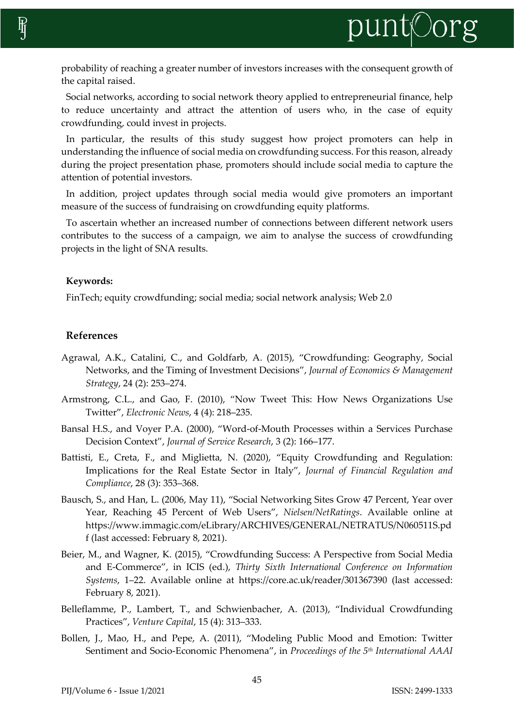probability of reaching a greater number of investors increases with the consequent growth of the capital raised.

Social networks, according to social network theory applied to entrepreneurial finance, help to reduce uncertainty and attract the attention of users who, in the case of equity crowdfunding, could invest in projects.

In particular, the results of this study suggest how project promoters can help in understanding the influence of social media on crowdfunding success. For this reason, already during the project presentation phase, promoters should include social media to capture the attention of potential investors.

In addition, project updates through social media would give promoters an important measure of the success of fundraising on crowdfunding equity platforms.

To ascertain whether an increased number of connections between different network users contributes to the success of a campaign, we aim to analyse the success of crowdfunding projects in the light of SNA results.

**Keywords:**

FinTech; equity crowdfunding; social media; social network analysis; Web 2.0

## References

Agrawal, A.K., Catalini, C., and Goldfarb, A. (2015), "Crowdfunding: Geography, Social Networks, and the Timing of Investment Decisions", *Journal of Economics & Management Strategy*, 24 (2): 253–274.

Armstrong, C.L., and Gao, F. (2010), "Now Tweet This: How News Organizations Use Twitter", *Electronic News*, 4 (4): 218–235.

Bansal H.S., and Voyer P.A. (2000), "Word-of-Mouth Processes within a Services Purchase Decision Context", *Journal of Service Research*, 3 (2): 166–177.

Battisti, E., Creta, F., and Miglietta, N. (2020), "Equity Crowdfunding and Regulation: Implications for the Real Estate Sector in Italy", *Journal of Financial Regulation and Compliance*, 28 (3): 353–368.

Bausch, S., and Han, L. (2006, May 11), "Social Networking Sites Grow 47 Percent, Year over Year, Reaching 45 Percent of Web Users", *Nielsen/NetRatings*. Available online at https://www.immagic.com/eLibrary/ARCHIVES/GENERAL/NETRATUS/N060511S.pdf (last accessed: February 8, 2021).

Beier, M., and Wagner, K. (2015), "Crowdfunding Success: A Perspective from Social Media and E-Commerce", in ICIS (ed.), *Thirty Sixth International Conference on Information Systems*, 1–22. Available online at https://core.ac.uk/reader/301367390 (last accessed: February 8, 2021).

Belleflamme, P., Lambert, T., and Schwienbacher, A. (2013), "Individual Crowdfunding Practices", *Venture Capital*, 15 (4): 313–333.

Bollen, J., Mao, H., and Pepe, A. (2011), "Modeling Public Mood and Emotion: Twitter Sentiment and Socio-Economic Phenomena", in *Proceedings of the 5th International AAAI*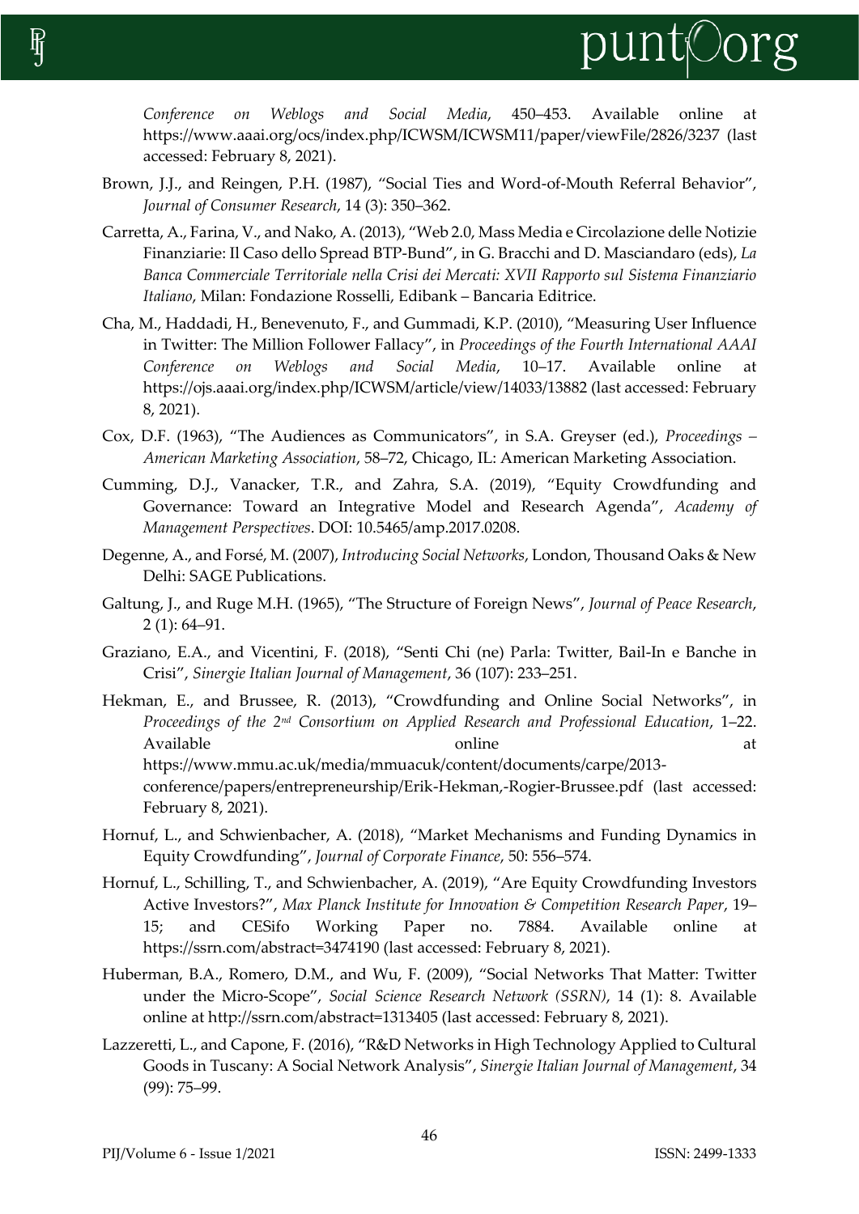*Conference on Weblogs and Social Media*, 450–453. Available online at https://www.aaai.org/ocs/index.php/ICWSM/ICWSM11/paper/viewFile/2826/3237 (last accessed: February 8, 2021).

Brown, J.J., and Reingen, P.H. (1987), "Social Ties and Word-of-Mouth Referral Behavior", *Journal of Consumer Research*, 14 (3): 350–362.

Carretta, A., Farina, V., and Nako, A. (2013), "Web 2.0, Mass Media e Circolazione delle Notizie Finanziarie: Il Caso dello Spread BTP-Bund", in G. Bracchi and D. Masciandaro (eds), *La Banca Commerciale Territoriale nella Crisi dei Mercati: XVII Rapporto sul Sistema Finanziario Italiano*, Milan: Fondazione Rosselli, Edibank – Bancaria Editrice.

Cha, M., Haddadi, H., Benevenuto, F., and Gummadi, K.P. (2010), "Measuring User Influence in Twitter: The Million Follower Fallacy", in *Proceedings of the Fourth International AAAI Conference on Weblogs and Social Media*, 10–17. Available online at https://ojs.aaai.org/index.php/ICWSM/article/view/14033/13882 (last accessed: February 8, 2021).

Cox, D.F. (1963), "The Audiences as Communicators", in S.A. Greyser (ed.), *Proceedings – American Marketing Association*, 58–72, Chicago, IL: American Marketing Association.

Cumming, D.J., Vanacker, T.R., and Zahra, S.A. (2019), "Equity Crowdfunding and Governance: Toward an Integrative Model and Research Agenda", *Academy of Management Perspectives*. DOI: 10.5465/amp.2017.0208.

Degenne, A., and Forsé, M. (2007), *Introducing Social Networks*, London, Thousand Oaks & New Delhi: SAGE Publications.

Galtung, J., and Ruge M.H. (1965), "The Structure of Foreign News", *Journal of Peace Research*, 2 (1): 64–91.

Graziano, E.A., and Vicentini, F. (2018), "Senti Chi (ne) Parla: Twitter, Bail-In e Banche in Crisi", *Sinergie Italian Journal of Management*, 36 (107): 233–251.

Hekman, E., and Brussee, R. (2013), "Crowdfunding and Online Social Networks", in *Proceedings of the 2nd Consortium on Applied Research and Professional Education*, 1–22. Available online at https://www.mmu.ac.uk/media/mmuacuk/content/documents/carpe/2013-conference/papers/entrepreneurship/Erik-Hekman,-Rogier-Brussee.pdf (last accessed: February 8, 2021).

Hornuf, L., and Schwienbacher, A. (2018), "Market Mechanisms and Funding Dynamics in Equity Crowdfunding", *Journal of Corporate Finance*, 50: 556–574.

Hornuf, L., Schilling, T., and Schwienbacher, A. (2019), "Are Equity Crowdfunding Investors Active Investors?", *Max Planck Institute for Innovation & Competition Research Paper*, 19–15; and CESifo Working Paper no. 7884. Available online at https://ssrn.com/abstract=3474190 (last accessed: February 8, 2021).

Huberman, B.A., Romero, D.M., and Wu, F. (2009), "Social Networks That Matter: Twitter under the Micro-Scope", *Social Science Research Network (SSRN)*, 14 (1): 8. Available online at http://ssrn.com/abstract=1313405 (last accessed: February 8, 2021).

Lazzeretti, L., and Capone, F. (2016), "R&D Networks in High Technology Applied to Cultural Goods in Tuscany: A Social Network Analysis", *Sinergie Italian Journal of Management*, 34 (99): 75–99.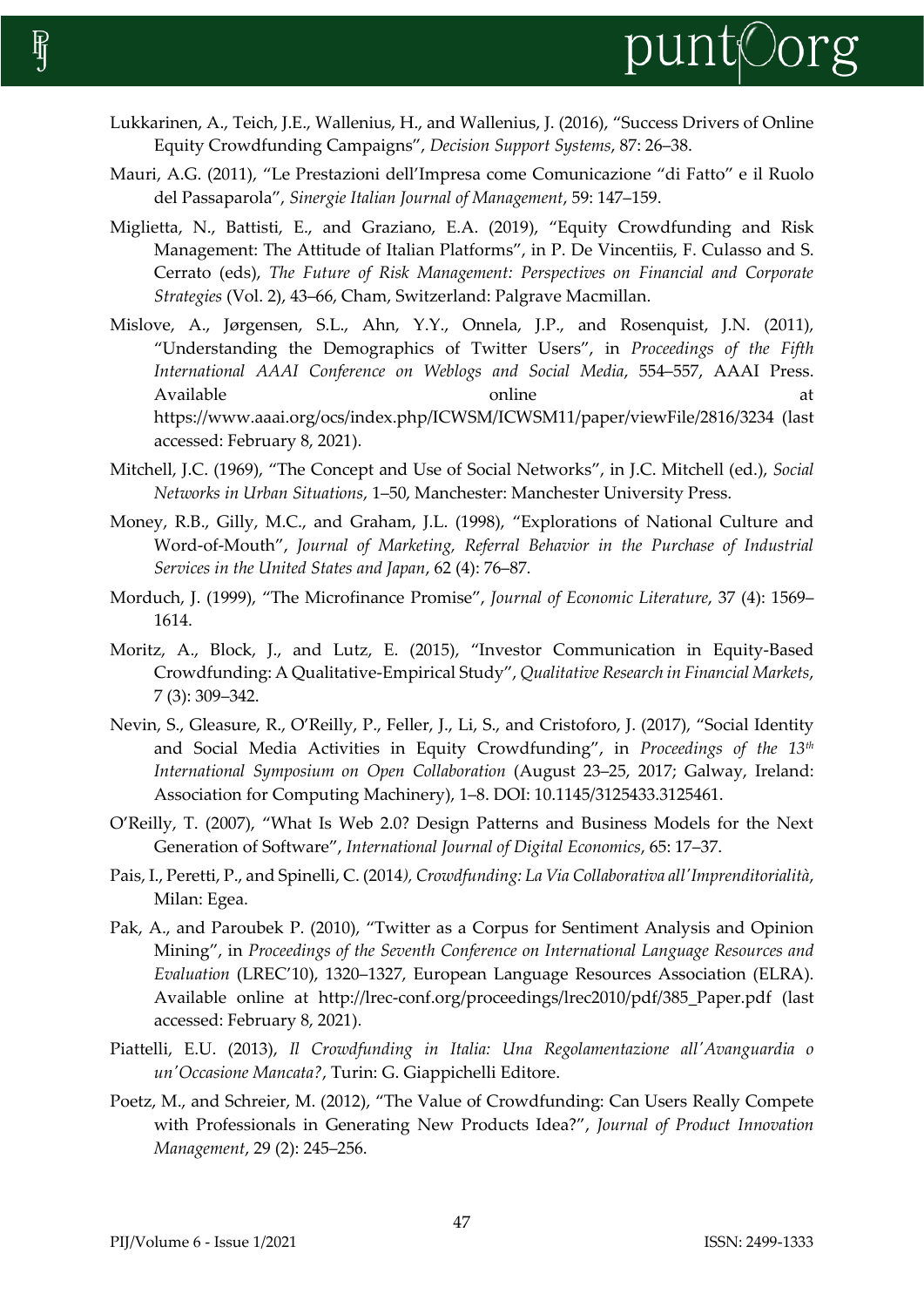Lukkarinen, A., Teich, J.E., Wallenius, H., and Wallenius, J. (2016), "Success Drivers of Online Equity Crowdfunding Campaigns", *Decision Support Systems*, 87: 26–38.

Mauri, A.G. (2011), "Le Prestazioni dell'Impresa come Comunicazione "di Fatto" e il Ruolo del Passaparola", *Sinergie Italian Journal of Management*, 59: 147–159.

Miglietta, N., Battisti, E., and Graziano, E.A. (2019), "Equity Crowdfunding and Risk Management: The Attitude of Italian Platforms", in P. De Vincentiis, F. Culasso and S. Cerrato (eds), *The Future of Risk Management: Perspectives on Financial and Corporate Strategies* (Vol. 2), 43–66, Cham, Switzerland: Palgrave Macmillan.

Mislove, A., Jørgensen, S.L., Ahn, Y.Y., Onnela, J.P., and Rosenquist, J.N. (2011), "Understanding the Demographics of Twitter Users", in *Proceedings of the Fifth International AAAI Conference on Weblogs and Social Media*, 554–557, AAAI Press. Available online at https://www.aaai.org/ocs/index.php/ICWSM/ICWSM11/paper/viewFile/2816/3234 (last accessed: February 8, 2021).

Mitchell, J.C. (1969), "The Concept and Use of Social Networks", in J.C. Mitchell (ed.), *Social Networks in Urban Situations*, 1–50, Manchester: Manchester University Press.

Money, R.B., Gilly, M.C., and Graham, J.L. (1998), "Explorations of National Culture and Word-of-Mouth", *Journal of Marketing, Referral Behavior in the Purchase of Industrial Services in the United States and Japan*, 62 (4): 76–87.

Morduch, J. (1999), "The Microfinance Promise", *Journal of Economic Literature*, 37 (4): 1569–1614.

Moritz, A., Block, J., and Lutz, E. (2015), "Investor Communication in Equity-Based Crowdfunding: A Qualitative-Empirical Study", *Qualitative Research in Financial Markets*, 7 (3): 309–342.

Nevin, S., Gleasure, R., O'Reilly, P., Feller, J., Li, S., and Cristoforo, J. (2017), "Social Identity and Social Media Activities in Equity Crowdfunding", in *Proceedings of the 13th International Symposium on Open Collaboration* (August 23–25, 2017; Galway, Ireland: Association for Computing Machinery), 1–8. DOI: 10.1145/3125433.3125461.

O'Reilly, T. (2007), "What Is Web 2.0? Design Patterns and Business Models for the Next Generation of Software", *International Journal of Digital Economics*, 65: 17–37.

Pais, I., Peretti, P., and Spinelli, C. (2014), *Crowdfunding: La Via Collaborativa all'Imprenditorialità*, Milan: Egea.

Pak, A., and Paroubek P. (2010), "Twitter as a Corpus for Sentiment Analysis and Opinion Mining", in *Proceedings of the Seventh Conference on International Language Resources and Evaluation* (LREC'10), 1320–1327, European Language Resources Association (ELRA). Available online at http://lrec-conf.org/proceedings/lrec2010/pdf/385_Paper.pdf (last accessed: February 8, 2021).

Piattelli, E.U. (2013), *Il Crowdfunding in Italia: Una Regolamentazione all'Avanguardia o un'Occasione Mancata?*, Turin: G. Giappichelli Editore.

Poetz, M., and Schreier, M. (2012), "The Value of Crowdfunding: Can Users Really Compete with Professionals in Generating New Products Idea?", *Journal of Product Innovation Management*, 29 (2): 245–256.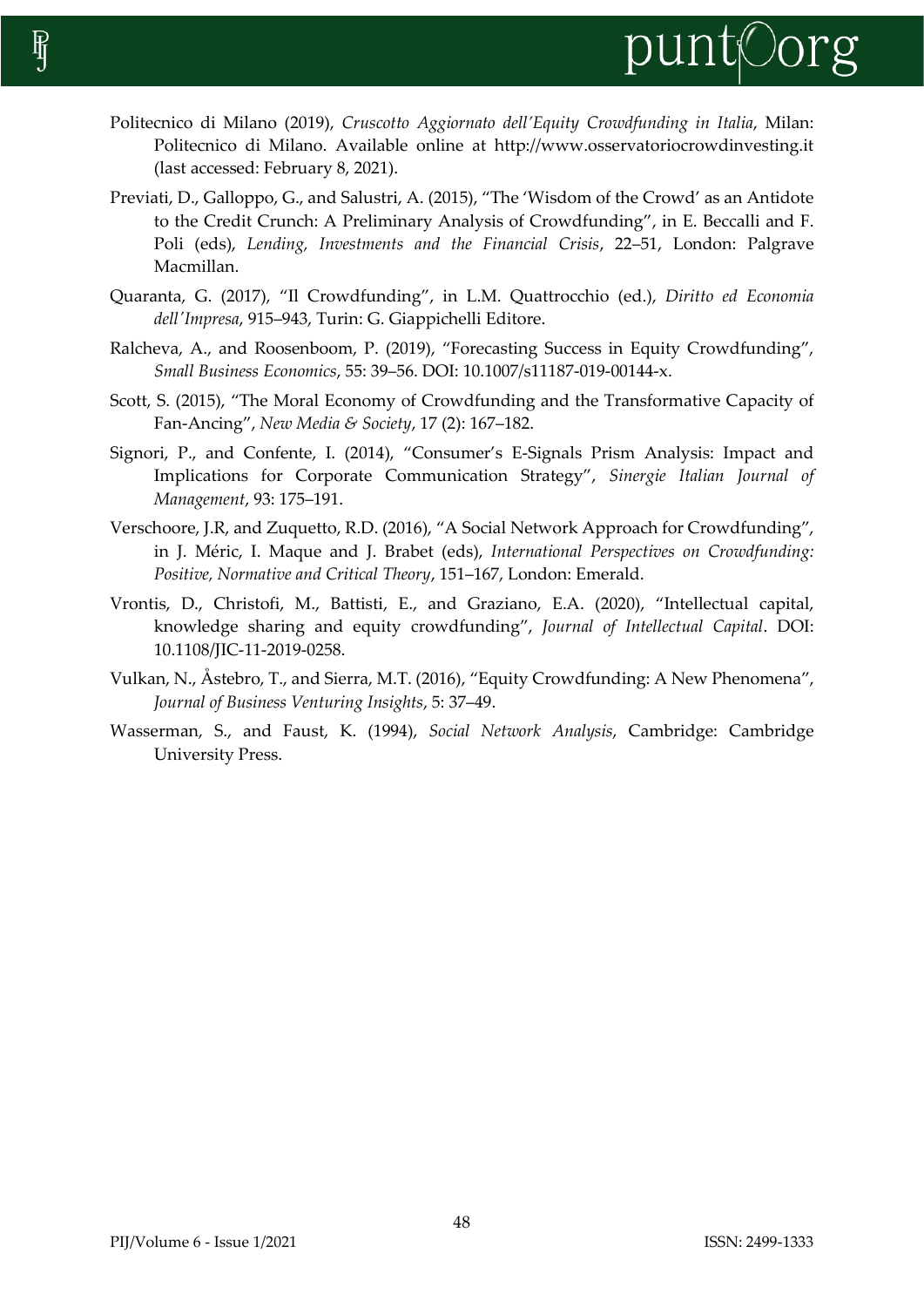Politecnico di Milano (2019), *Cruscotto Aggiornato dell'Equity Crowdfunding in Italia*, Milan: Politecnico di Milano. Available online at http://www.osservatoriocrowdinvesting.it (last accessed: February 8, 2021).

Previati, D., Galloppo, G., and Salustri, A. (2015), "The 'Wisdom of the Crowd' as an Antidote to the Credit Crunch: A Preliminary Analysis of Crowdfunding", in E. Beccalli and F. Poli (eds), *Lending, Investments and the Financial Crisis*, 22–51, London: Palgrave Macmillan.

Quaranta, G. (2017), "Il Crowdfunding", in L.M. Quattrocchio (ed.), *Diritto ed Economia dell'Impresa*, 915–943, Turin: G. Giappichelli Editore.

Ralcheva, A., and Roosenboom, P. (2019), "Forecasting Success in Equity Crowdfunding", *Small Business Economics*, 55: 39–56. DOI: 10.1007/s11187-019-00144-x.

Scott, S. (2015), "The Moral Economy of Crowdfunding and the Transformative Capacity of Fan-Ancing", *New Media & Society*, 17 (2): 167–182.

Signori, P., and Confente, I. (2014), "Consumer's E-Signals Prism Analysis: Impact and Implications for Corporate Communication Strategy", *Sinergie Italian Journal of Management*, 93: 175–191.

Verschoore, J.R, and Zuquetto, R.D. (2016), "A Social Network Approach for Crowdfunding", in J. Méric, I. Maque and J. Brabet (eds), *International Perspectives on Crowdfunding: Positive, Normative and Critical Theory*, 151–167, London: Emerald.

Vrontis, D., Christofi, M., Battisti, E., and Graziano, E.A. (2020), "Intellectual capital, knowledge sharing and equity crowdfunding", *Journal of Intellectual Capital*. DOI: 10.1108/JIC-11-2019-0258.

Vulkan, N., Åstebro, T., and Sierra, M.T. (2016), "Equity Crowdfunding: A New Phenomena", *Journal of Business Venturing Insights*, 5: 37–49.

Wasserman, S., and Faust, K. (1994), *Social Network Analysis*, Cambridge: Cambridge University Press.